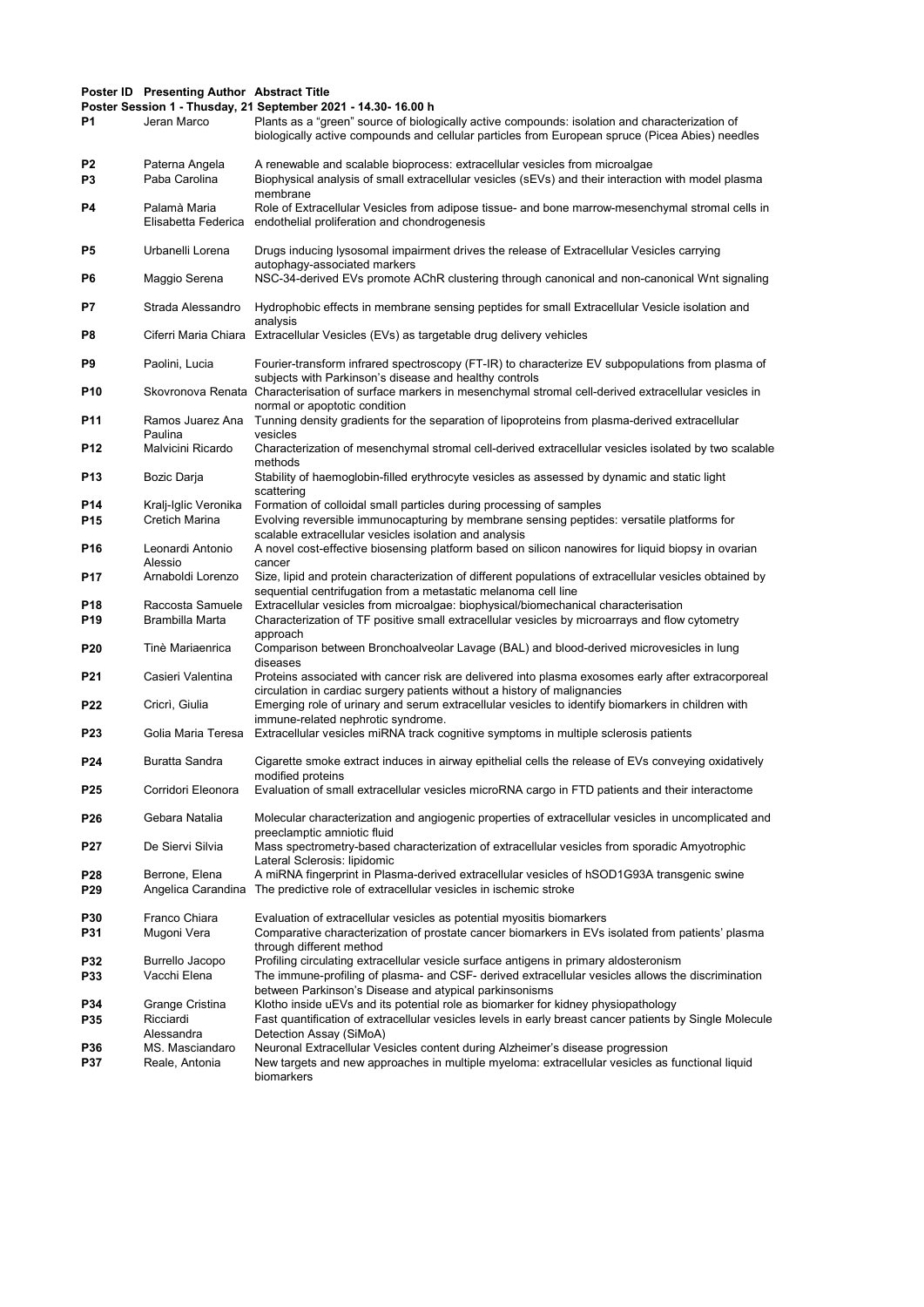| Poster ID | Presenting Author | Abstract Title |
|---|---|---|
| **Poster Session 1 - Thusday, 21 September 2021 - 14.30- 16.00 h** | | |
| **P1** | Jeran Marco | Plants as a "green" source of biologically active compounds: isolation and characterization of biologically active compounds and cellular particles from European spruce (Picea Abies) needles |
| **P2** | Paterna Angela | A renewable and scalable bioprocess: extracellular vesicles from microalgae |
| **P3** | Paba Carolina | Biophysical analysis of small extracellular vesicles (sEVs) and their interaction with model plasma membrane |
| **P4** | Palamà Maria Elisabetta Federica | Role of Extracellular Vesicles from adipose tissue- and bone marrow-mesenchymal stromal cells in endothelial proliferation and chondrogenesis |
| **P5** | Urbanelli Lorena | Drugs inducing lysosomal impairment drives the release of Extracellular Vesicles carrying autophagy-associated markers |
| **P6** | Maggio Serena | NSC-34-derived EVs promote AChR clustering through canonical and non-canonical Wnt signaling |
| **P7** | Strada Alessandro | Hydrophobic effects in membrane sensing peptides for small Extracellular Vesicle isolation and analysis |
| **P8** | Ciferri Maria Chiara | Extracellular Vesicles (EVs) as targetable drug delivery vehicles |
| **P9** | Paolini, Lucia | Fourier-transform infrared spectroscopy (FT-IR) to characterize EV subpopulations from plasma of subjects with Parkinson's disease and healthy controls |
| **P10** | Skovronova Renata | Characterisation of surface markers in mesenchymal stromal cell-derived extracellular vesicles in normal or apoptotic condition |
| **P11** | Ramos Juarez Ana Paulina | Tunning density gradients for the separation of lipoproteins from plasma-derived extracellular vesicles |
| **P12** | Malvicini Ricardo | Characterization of mesenchymal stromal cell-derived extracellular vesicles isolated by two scalable methods |
| **P13** | Bozic Darja | Stability of haemoglobin-filled erythrocyte vesicles as assessed by dynamic and static light scattering |
| **P14** | Kralj-Iglic Veronika | Formation of colloidal small particles during processing of samples |
| **P15** | Cretich Marina | Evolving reversible immunocapturing by membrane sensing peptides: versatile platforms for scalable extracellular vesicles isolation and analysis |
| **P16** | Leonardi Antonio Alessio | A novel cost-effective biosensing platform based on silicon nanowires for liquid biopsy in ovarian cancer |
| **P17** | Arnaboldi Lorenzo | Size, lipid and protein characterization of different populations of extracellular vesicles obtained by sequential centrifugation from a metastatic melanoma cell line |
| **P18** | Raccosta Samuele | Extracellular vesicles from microalgae: biophysical/biomechanical characterisation |
| **P19** | Brambilla Marta | Characterization of TF positive small extracellular vesicles by microarrays and flow cytometry approach |
| **P20** | Tinè Mariaenrica | Comparison between Bronchoalveolar Lavage (BAL) and blood-derived microvesicles in lung diseases |
| **P21** | Casieri Valentina | Proteins associated with cancer risk are delivered into plasma exosomes early after extracorporeal circulation in cardiac surgery patients without a history of malignancies |
| **P22** | Cricrì, Giulia | Emerging role of urinary and serum extracellular vesicles to identify biomarkers in children with immune-related nephrotic syndrome. |
| **P23** | Golia Maria Teresa | Extracellular vesicles miRNA track cognitive symptoms in multiple sclerosis patients |
| **P24** | Buratta Sandra | Cigarette smoke extract induces in airway epithelial cells the release of EVs conveying oxidatively modified proteins |
| **P25** | Corridori Eleonora | Evaluation of small extracellular vesicles microRNA cargo in FTD patients and their interactome |
| **P26** | Gebara Natalia | Molecular characterization and angiogenic properties of extracellular vesicles in uncomplicated and preeclamptic amniotic fluid |
| **P27** | De Siervi Silvia | Mass spectrometry-based characterization of extracellular vesicles from sporadic Amyotrophic Lateral Sclerosis: lipidomic |
| **P28** | Berrone, Elena | A miRNA fingerprint in Plasma-derived extracellular vesicles of hSOD1G93A transgenic swine |
| **P29** | Angelica Carandina | The predictive role of extracellular vesicles in ischemic stroke |
| **P30** | Franco Chiara | Evaluation of extracellular vesicles as potential myositis biomarkers |
| **P31** | Mugoni Vera | Comparative characterization of prostate cancer biomarkers in EVs isolated from patients' plasma through different method |
| **P32** | Burrello Jacopo | Profiling circulating extracellular vesicle surface antigens in primary aldosteronism |
| **P33** | Vacchi Elena | The immune-profiling of plasma- and CSF- derived extracellular vesicles allows the discrimination between Parkinson's Disease and atypical parkinsonisms |
| **P34** | Grange Cristina | Klotho inside uEVs and its potential role as biomarker for kidney physiopathology |
| **P35** | Ricciardi Alessandra | Fast quantification of extracellular vesicles levels in early breast cancer patients by Single Molecule Detection Assay (SiMoA) |
| **P36** | MS. Masciandaro | Neuronal Extracellular Vesicles content during Alzheimer's disease progression |
| **P37** | Reale, Antonia | New targets and new approaches in multiple myeloma: extracellular vesicles as functional liquid biomarkers |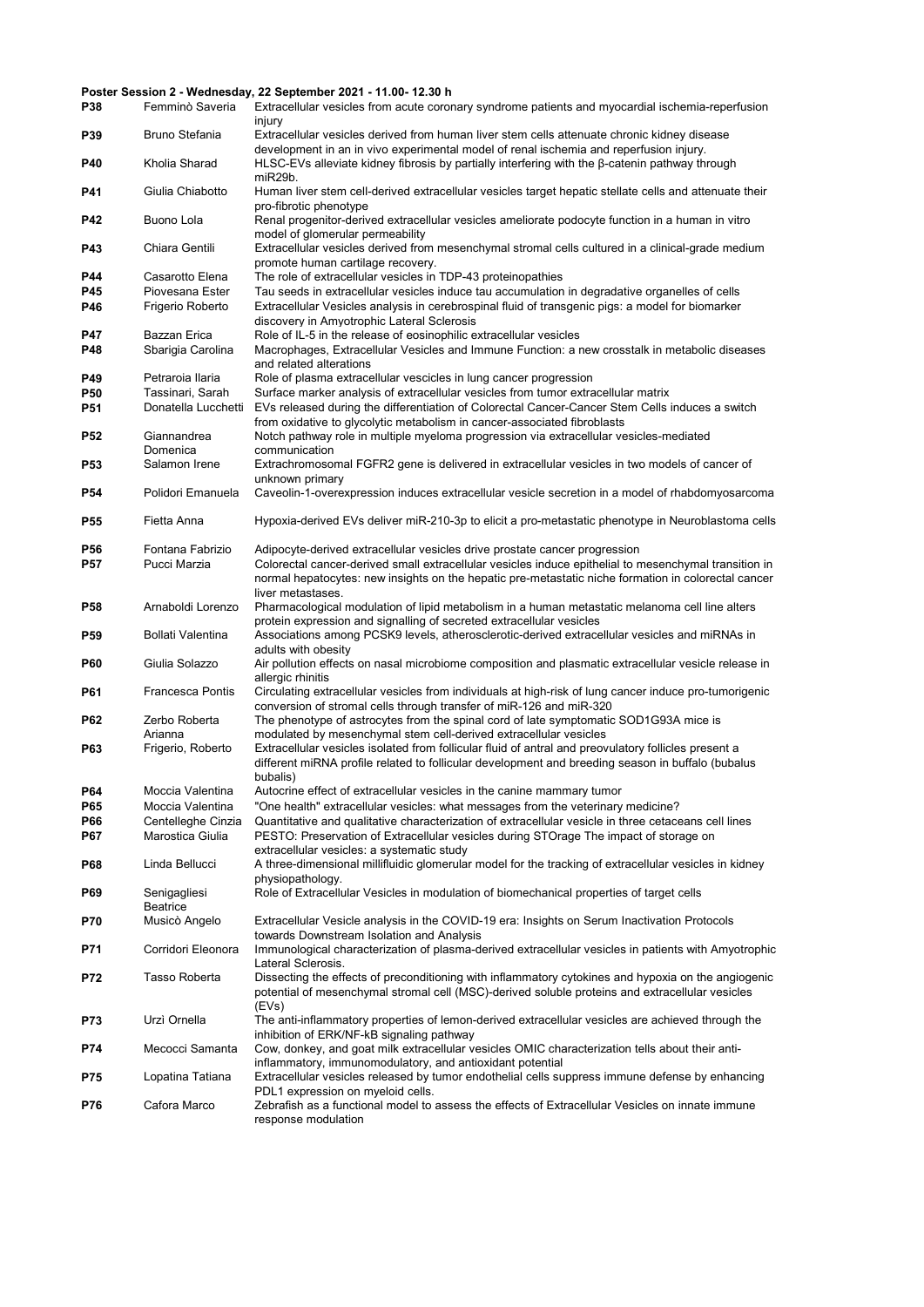**Poster Session 2 - Wednesday, 22 September 2021 - 11.00- 12.30 h**

| | | |
|---|---|---|
| **P38** | Femminò Saveria | Extracellular vesicles from acute coronary syndrome patients and myocardial ischemia-reperfusion injury |
| **P39** | Bruno Stefania | Extracellular vesicles derived from human liver stem cells attenuate chronic kidney disease development in an in vivo experimental model of renal ischemia and reperfusion injury. |
| **P40** | Kholia Sharad | HLSC-EVs alleviate kidney fibrosis by partially interfering with the β-catenin pathway through miR29b. |
| **P41** | Giulia Chiabotto | Human liver stem cell-derived extracellular vesicles target hepatic stellate cells and attenuate their pro-fibrotic phenotype |
| **P42** | Buono Lola | Renal progenitor-derived extracellular vesicles ameliorate podocyte function in a human in vitro model of glomerular permeability |
| **P43** | Chiara Gentili | Extracellular vesicles derived from mesenchymal stromal cells cultured in a clinical-grade medium promote human cartilage recovery. |
| **P44** | Casarotto Elena | The role of extracellular vesicles in TDP-43 proteinopathies |
| **P45** | Piovesana Ester | Tau seeds in extracellular vesicles induce tau accumulation in degradative organelles of cells |
| **P46** | Frigerio Roberto | Extracellular Vesicles analysis in cerebrospinal fluid of transgenic pigs: a model for biomarker discovery in Amyotrophic Lateral Sclerosis |
| **P47** | Bazzan Erica | Role of IL-5 in the release of eosinophilic extracellular vesicles |
| **P48** | Sbarigia Carolina | Macrophages, Extracellular Vesicles and Immune Function: a new crosstalk in metabolic diseases and related alterations |
| **P49** | Petraroia Ilaria | Role of plasma extracellular vescicles in lung cancer progression |
| **P50** | Tassinari, Sarah | Surface marker analysis of extracellular vesicles from tumor extracellular matrix |
| **P51** | Donatella Lucchetti | EVs released during the differentiation of Colorectal Cancer-Cancer Stem Cells induces a switch from oxidative to glycolytic metabolism in cancer-associated fibroblasts |
| **P52** | Giannandrea Domenica | Notch pathway role in multiple myeloma progression via extracellular vesicles-mediated communication |
| **P53** | Salamon Irene | Extrachromosomal FGFR2 gene is delivered in extracellular vesicles in two models of cancer of unknown primary |
| **P54** | Polidori Emanuela | Caveolin-1-overexpression induces extracellular vesicle secretion in a model of rhabdomyosarcoma |
| **P55** | Fietta Anna | Hypoxia-derived EVs deliver miR-210-3p to elicit a pro-metastatic phenotype in Neuroblastoma cells |
| **P56** | Fontana Fabrizio | Adipocyte-derived extracellular vesicles drive prostate cancer progression |
| **P57** | Pucci Marzia | Colorectal cancer-derived small extracellular vesicles induce epithelial to mesenchymal transition in normal hepatocytes: new insights on the hepatic pre-metastatic niche formation in colorectal cancer liver metastases. |
| **P58** | Arnaboldi Lorenzo | Pharmacological modulation of lipid metabolism in a human metastatic melanoma cell line alters protein expression and signalling of secreted extracellular vesicles |
| **P59** | Bollati Valentina | Associations among PCSK9 levels, atherosclerotic-derived extracellular vesicles and miRNAs in adults with obesity |
| **P60** | Giulia Solazzo | Air pollution effects on nasal microbiome composition and plasmatic extracellular vesicle release in allergic rhinitis |
| **P61** | Francesca Pontis | Circulating extracellular vesicles from individuals at high-risk of lung cancer induce pro-tumorigenic conversion of stromal cells through transfer of miR-126 and miR-320 |
| **P62** | Zerbo Roberta Arianna | The phenotype of astrocytes from the spinal cord of late symptomatic SOD1G93A mice is modulated by mesenchymal stem cell-derived extracellular vesicles |
| **P63** | Frigerio, Roberto | Extracellular vesicles isolated from follicular fluid of antral and preovulatory follicles present a different miRNA profile related to follicular development and breeding season in buffalo (bubalus bubalis) |
| **P64** | Moccia Valentina | Autocrine effect of extracellular vesicles in the canine mammary tumor |
| **P65** | Moccia Valentina | "One health" extracellular vesicles: what messages from the veterinary medicine? |
| **P66** | Centelleghe Cinzia | Quantitative and qualitative characterization of extracellular vesicle in three cetaceans cell lines |
| **P67** | Marostica Giulia | PESTO: Preservation of Extracellular vesicles during STOrage The impact of storage on extracellular vesicles: a systematic study |
| **P68** | Linda Bellucci | A three-dimensional millifluidic glomerular model for the tracking of extracellular vesicles in kidney physiopathology. |
| **P69** | Senigagliesi Beatrice | Role of Extracellular Vesicles in modulation of biomechanical properties of target cells |
| **P70** | Musicò Angelo | Extracellular Vesicle analysis in the COVID-19 era: Insights on Serum Inactivation Protocols towards Downstream Isolation and Analysis |
| **P71** | Corridori Eleonora | Immunological characterization of plasma-derived extracellular vesicles in patients with Amyotrophic Lateral Sclerosis. |
| **P72** | Tasso Roberta | Dissecting the effects of preconditioning with inflammatory cytokines and hypoxia on the angiogenic potential of mesenchymal stromal cell (MSC)-derived soluble proteins and extracellular vesicles (EVs) |
| **P73** | Urzì Ornella | The anti-inflammatory properties of lemon-derived extracellular vesicles are achieved through the inhibition of ERK/NF-kB signaling pathway |
| **P74** | Mecocci Samanta | Cow, donkey, and goat milk extracellular vesicles OMIC characterization tells about their anti-inflammatory, immunomodulatory, and antioxidant potential |
| **P75** | Lopatina Tatiana | Extracellular vesicles released by tumor endothelial cells suppress immune defense by enhancing PDL1 expression on myeloid cells. |
| **P76** | Cafora Marco | Zebrafish as a functional model to assess the effects of Extracellular Vesicles on innate immune response modulation |